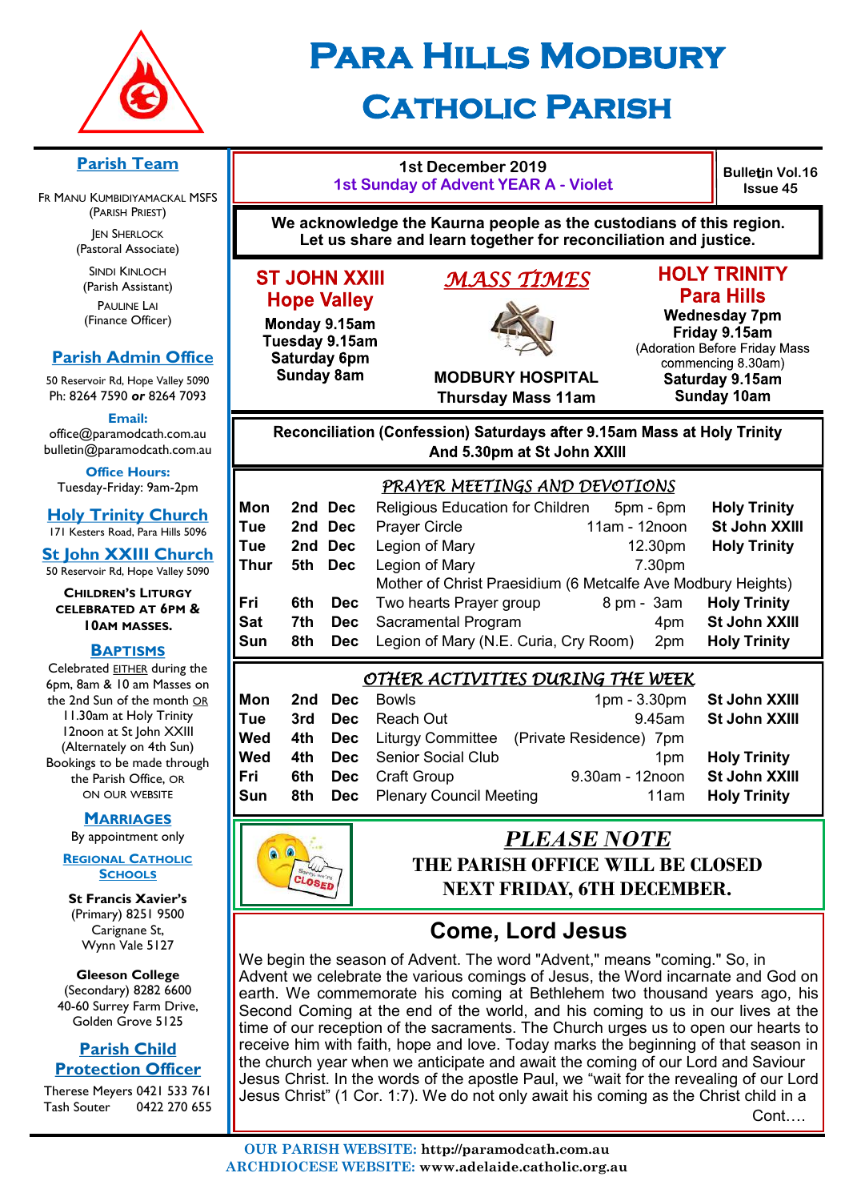# Para Hills Modbury Catholic Parish

## Parish Team

Fr Manu Kumbidiyamackal MSFS (Parish Priest)

Jen Sherlock (Pastoral Associate)

Sindi Kinloch (Parish Assistant)

Pauline Lai (Finance Officer)

## Parish Admin Office

50 Reservoir Rd, Hope Valley 5090
Ph: 8264 7590 **or** 8264 7093

**Email:**
office@paramodcath.com.au
bulletin@paramodcath.com.au

**Office Hours:**
Tuesday-Friday: 9am-2pm

## Holy Trinity Church

171 Kesters Road, Para Hills 5096

## St John XXIII Church

50 Reservoir Rd, Hope Valley 5090

**Children's Liturgy celebrated at 6pm & 10am Masses.**

## Baptisms

Celebrated EITHER during the 6pm, 8am & 10 am Masses on the 2nd Sun of the month OR 11.30am at Holy Trinity 12noon at St John XXIII (Alternately on 4th Sun) Bookings to be made through the Parish Office, OR ON OUR WEBSITE

## Marriages

By appointment only

## Regional Catholic Schools

**St Francis Xavier's**
(Primary) 8251 9500
Carignane St,
Wynn Vale 5127

**Gleeson College**
(Secondary) 8282 6600
40-60 Surrey Farm Drive,
Golden Grove 5125

## Parish Child Protection Officer

Therese Meyers 0421 533 761
Tash Souter 0422 270 655

---

**1st December 2019**
**1st Sunday of Advent YEAR A - Violet**

**Bulletin Vol.16 Issue 45**

**We acknowledge the Kaurna people as the custodians of this region. Let us share and learn together for reconciliation and justice.**

## *MASS TIMES*

**ST JOHN XXIII Hope Valley**
**Monday 9.15am**
**Tuesday 9.15am**
**Saturday 6pm**
**Sunday 8am**

**MODBURY HOSPITAL**
**Thursday Mass 11am**

**HOLY TRINITY Para Hills**
**Wednesday 7pm**
**Friday 9.15am**
(Adoration Before Friday Mass commencing 8.30am)
**Saturday 9.15am**
**Sunday 10am**

**Reconciliation (Confession) Saturdays after 9.15am Mass at Holy Trinity And 5.30pm at St John XXIII**

## *PRAYER MEETINGS AND DEVOTIONS*

| | | | | | |
|---|---|---|---|---|---|
| Mon | 2nd | Dec | Religious Education for Children | 5pm - 6pm | Holy Trinity |
| Tue | 2nd | Dec | Prayer Circle | 11am - 12noon | St John XXIII |
| Tue | 2nd | Dec | Legion of Mary | 12.30pm | Holy Trinity |
| Thur | 5th | Dec | Legion of Mary | 7.30pm | |
| | | | Mother of Christ Praesidium (6 Metcalfe Ave Modbury Heights) | | |
| Fri | 6th | Dec | Two hearts Prayer group | 8 pm - 3am | Holy Trinity |
| Sat | 7th | Dec | Sacramental Program | 4pm | St John XXIII |
| Sun | 8th | Dec | Legion of Mary (N.E. Curia, Cry Room) | 2pm | Holy Trinity |

## *OTHER ACTIVITIES DURING THE WEEK*

| | | | | | |
|---|---|---|---|---|---|
| Mon | 2nd | Dec | Bowls | 1pm - 3.30pm | St John XXIII |
| Tue | 3rd | Dec | Reach Out | 9.45am | St John XXIII |
| Wed | 4th | Dec | Liturgy Committee (Private Residence) | 7pm | |
| Wed | 4th | Dec | Senior Social Club | 1pm | Holy Trinity |
| Fri | 6th | Dec | Craft Group | 9.30am - 12noon | St John XXIII |
| Sun | 8th | Dec | Plenary Council Meeting | 11am | Holy Trinity |

## *PLEASE NOTE*

**THE PARISH OFFICE WILL BE CLOSED NEXT FRIDAY, 6TH DECEMBER.**

## Come, Lord Jesus

We begin the season of Advent. The word "Advent," means "coming." So, in Advent we celebrate the various comings of Jesus, the Word incarnate and God on earth. We commemorate his coming at Bethlehem two thousand years ago, his Second Coming at the end of the world, and his coming to us in our lives at the time of our reception of the sacraments. The Church urges us to open our hearts to receive him with faith, hope and love. Today marks the beginning of that season in the church year when we anticipate and await the coming of our Lord and Saviour Jesus Christ. In the words of the apostle Paul, we "wait for the revealing of our Lord Jesus Christ" (1 Cor. 1:7). We do not only await his coming as the Christ child in a

Cont….

**OUR PARISH WEBSITE: http://paramodcath.com.au**
**ARCHDIOCESE WEBSITE: www.adelaide.catholic.org.au**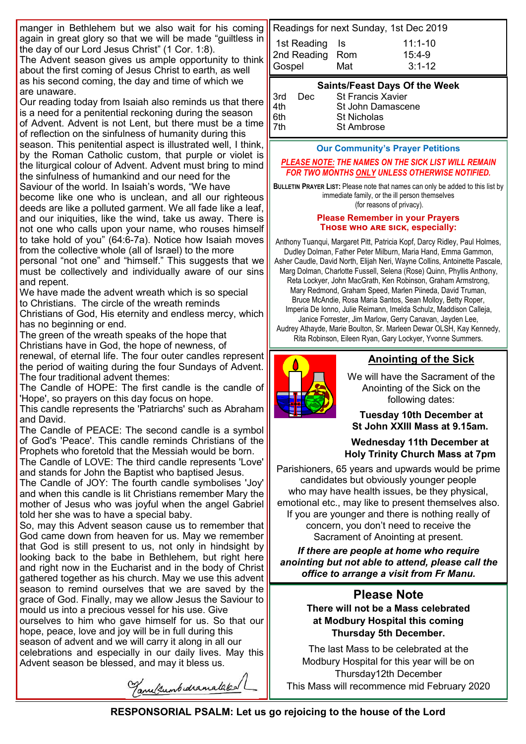manger in Bethlehem but we also wait for his coming again in great glory so that we will be made "guiltless in the day of our Lord Jesus Christ" (1 Cor. 1:8).

The Advent season gives us ample opportunity to think about the first coming of Jesus Christ to earth, as well as his second coming, the day and time of which we are unaware.

Our reading today from Isaiah also reminds us that there is a need for a penitential reckoning during the season of Advent. Advent is not Lent, but there must be a time of reflection on the sinfulness of humanity during this season. This penitential aspect is illustrated well, I think, by the Roman Catholic custom, that purple or violet is the liturgical colour of Advent. Advent must bring to mind the sinfulness of humankind and our need for the Saviour of the world. In Isaiah's words, "We have become like one who is unclean, and all our righteous deeds are like a polluted garment. We all fade like a leaf, and our iniquities, like the wind, take us away. There is not one who calls upon your name, who rouses himself to take hold of you" (64:6-7a). Notice how Isaiah moves from the collective whole (all of Israel) to the more personal "not one" and "himself." This suggests that we must be collectively and individually aware of our sins and repent.

We have made the advent wreath which is so special to Christians. The circle of the wreath reminds Christians of God, His eternity and endless mercy, which has no beginning or end.

The green of the wreath speaks of the hope that Christians have in God, the hope of newness, of renewal, of eternal life. The four outer candles represent the period of waiting during the four Sundays of Advent. The four traditional advent themes:

The Candle of HOPE: The first candle is the candle of 'Hope', so prayers on this day focus on hope.

This candle represents the 'Patriarchs' such as Abraham and David.

The Candle of PEACE: The second candle is a symbol of God's 'Peace'. This candle reminds Christians of the Prophets who foretold that the Messiah would be born.

The Candle of LOVE: The third candle represents 'Love' and stands for John the Baptist who baptised Jesus.

The Candle of JOY: The fourth candle symbolises 'Joy' and when this candle is lit Christians remember Mary the mother of Jesus who was joyful when the angel Gabriel told her she was to have a special baby.

So, may this Advent season cause us to remember that God came down from heaven for us. May we remember that God is still present to us, not only in hindsight by looking back to the babe in Bethlehem, but right here and right now in the Eucharist and in the body of Christ gathered together as his church. May we use this advent season to remind ourselves that we are saved by the grace of God. Finally, may we allow Jesus the Saviour to mould us into a precious vessel for his use. Give ourselves to him who gave himself for us. So that our hope, peace, love and joy will be in full during this season of advent and we will carry it along in all our celebrations and especially in our daily lives. May this Advent season be blessed, and may it bless us.

*Manu Kumbidiamalakal*

Readings for next Sunday, 1st Dec 2019

| | | |
|---|---|---|
| 1st Reading | Is | 11:1-10 |
| 2nd Reading | Rom | 15:4-9 |
| Gospel | Mat | 3:1-12 |

**Saints/Feast Days Of the Week**

| | |
|---|---|
| 3rd Dec | St Francis Xavier |
| 4th | St John Damascene |
| 6th | St Nicholas |
| 7th | St Ambrose |

**Our Community's Prayer Petitions**

***PLEASE NOTE: THE NAMES ON THE SICK LIST WILL REMAIN FOR TWO MONTHS ONLY UNLESS OTHERWISE NOTIFIED.***

**Bulletin Prayer List:** Please note that names can only be added to this list by immediate family, or the ill person themselves (for reasons of privacy).

**Please Remember in your Prayers**
**Those who are sick, especially:**

Anthony Tuanqui, Margaret Pitt, Patricia Kopf, Darcy Ridley, Paul Holmes, Dudley Dolman, Father Peter Milburn, Maria Hand, Emma Gammon, Asher Caudle, David North, Elijah Neri, Wayne Collins, Antoinette Pascale, Marg Dolman, Charlotte Fussell, Selena (Rose) Quinn, Phyllis Anthony, Reta Lockyer, John MacGrath, Ken Robinson, Graham Armstrong, Mary Redmond, Graham Speed, Marlen Piineda, David Truman, Bruce McAndie, Rosa Maria Santos, Sean Molloy, Betty Roper, Imperia De Ionno, Julie Reimann, Imelda Schulz, Maddison Calleja, Janice Forrester, Jim Marlow, Gerry Canavan, Jayden Lee, Audrey Athayde, Marie Boulton, Sr. Marleen Dewar OLSH, Kay Kennedy, Rita Robinson, Eileen Ryan, Gary Lockyer, Yvonne Summers.

## Anointing of the Sick

We will have the Sacrament of the Anointing of the Sick on the following dates:

**Tuesday 10th December at St John XXIII Mass at 9.15am.**

**Wednesday 11th December at Holy Trinity Church Mass at 7pm**

Parishioners, 65 years and upwards would be prime candidates but obviously younger people who may have health issues, be they physical, emotional etc., may like to present themselves also. If you are younger and there is nothing really of concern, you don't need to receive the Sacrament of Anointing at present.

***If there are people at home who require anointing but not able to attend, please call the office to arrange a visit from Fr Manu.***

## Please Note

**There will not be a Mass celebrated at Modbury Hospital this coming Thursday 5th December.**

The last Mass to be celebrated at the Modbury Hospital for this year will be on Thursday12th December

This Mass will recommence mid February 2020

**RESPONSORIAL PSALM: Let us go rejoicing to the house of the Lord**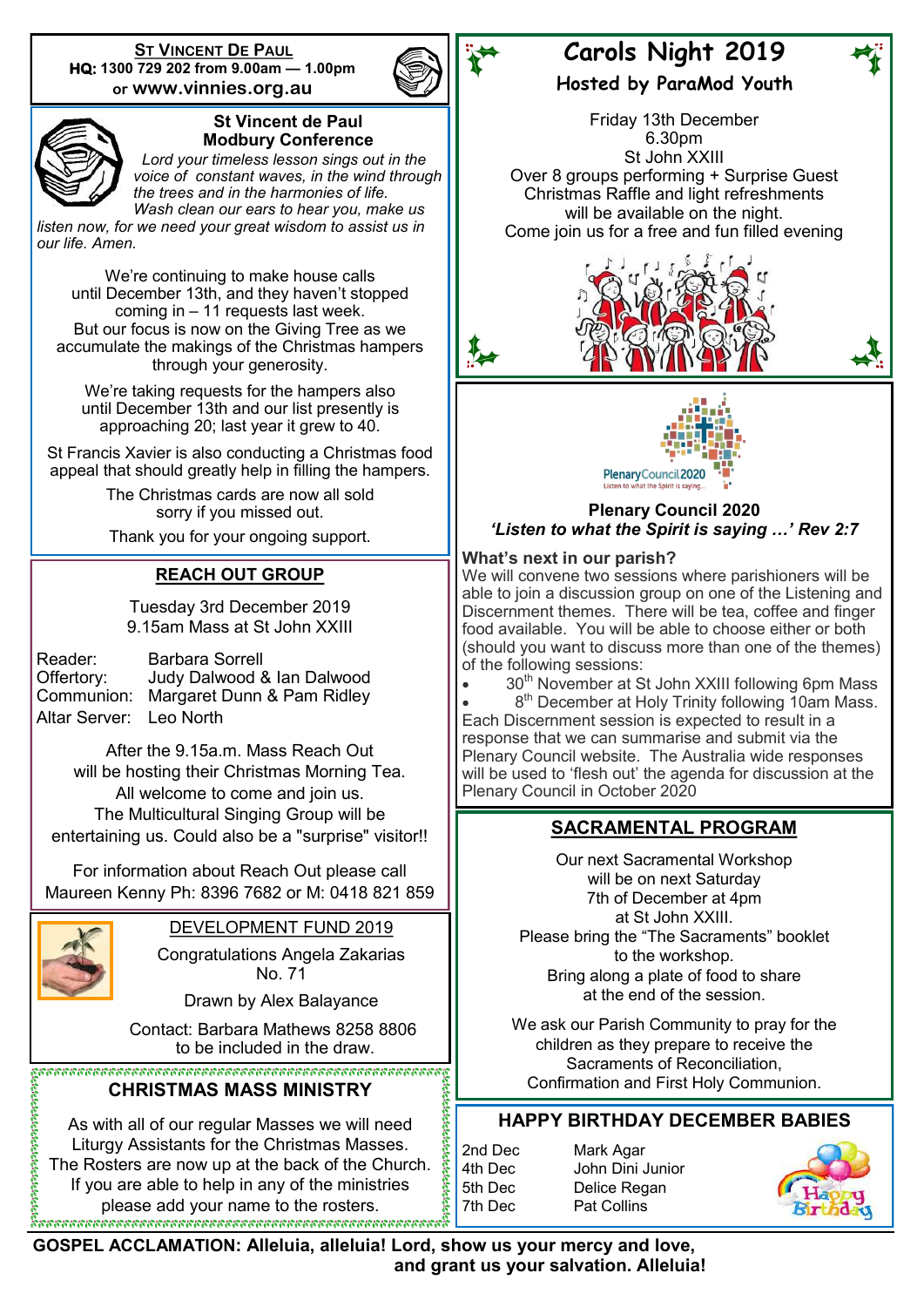## ST VINCENT DE PAUL

**HQ: 1300 729 202 from 9.00am — 1.00pm or www.vinnies.org.au**

### St Vincent de Paul Modbury Conference

*Lord your timeless lesson sings out in the voice of constant waves, in the wind through the trees and in the harmonies of life. Wash clean our ears to hear you, make us listen now, for we need your great wisdom to assist us in our life. Amen.*

We're continuing to make house calls until December 13th, and they haven't stopped coming in – 11 requests last week. But our focus is now on the Giving Tree as we accumulate the makings of the Christmas hampers through your generosity.

We're taking requests for the hampers also until December 13th and our list presently is approaching 20; last year it grew to 40.

St Francis Xavier is also conducting a Christmas food appeal that should greatly help in filling the hampers.

The Christmas cards are now all sold sorry if you missed out.

Thank you for your ongoing support.

## REACH OUT GROUP

Tuesday 3rd December 2019
9.15am Mass at St John XXIII

| | |
|---|---|
| Reader: | Barbara Sorrell |
| Offertory: | Judy Dalwood & Ian Dalwood |
| Communion: | Margaret Dunn & Pam Ridley |
| Altar Server: | Leo North |

After the 9.15a.m. Mass Reach Out will be hosting their Christmas Morning Tea. All welcome to come and join us. The Multicultural Singing Group will be entertaining us. Could also be a "surprise" visitor!!

For information about Reach Out please call Maureen Kenny Ph: 8396 7682 or M: 0418 821 859

## DEVELOPMENT FUND 2019

Congratulations Angela Zakarias
No. 71

Drawn by Alex Balayance

Contact: Barbara Mathews 8258 8806 to be included in the draw.

## CHRISTMAS MASS MINISTRY

As with all of our regular Masses we will need Liturgy Assistants for the Christmas Masses. The Rosters are now up at the back of the Church. If you are able to help in any of the ministries please add your name to the rosters.

## Carols Night 2019

### Hosted by ParaMod Youth

Friday 13th December
6.30pm
St John XXIII
Over 8 groups performing + Surprise Guest
Christmas Raffle and light refreshments will be available on the night.
Come join us for a free and fun filled evening

## Plenary Council 2020

***'Listen to what the Spirit is saying …' Rev 2:7***

**What's next in our parish?**
We will convene two sessions where parishioners will be able to join a discussion group on one of the Listening and Discernment themes. There will be tea, coffee and finger food available. You will be able to choose either or both (should you want to discuss more than one of the themes) of the following sessions:

- 30th November at St John XXIII following 6pm Mass
- 8th December at Holy Trinity following 10am Mass.

Each Discernment session is expected to result in a response that we can summarise and submit via the Plenary Council website. The Australia wide responses will be used to 'flesh out' the agenda for discussion at the Plenary Council in October 2020

## SACRAMENTAL PROGRAM

Our next Sacramental Workshop will be on next Saturday 7th of December at 4pm at St John XXIII.
Please bring the "The Sacraments" booklet to the workshop.
Bring along a plate of food to share at the end of the session.

We ask our Parish Community to pray for the children as they prepare to receive the Sacraments of Reconciliation, Confirmation and First Holy Communion.

## HAPPY BIRTHDAY DECEMBER BABIES

| | |
|---|---|
| 2nd Dec | Mark Agar |
| 4th Dec | John Dini Junior |
| 5th Dec | Delice Regan |
| 7th Dec | Pat Collins |

**GOSPEL ACCLAMATION: Alleluia, alleluia! Lord, show us your mercy and love, and grant us your salvation. Alleluia!**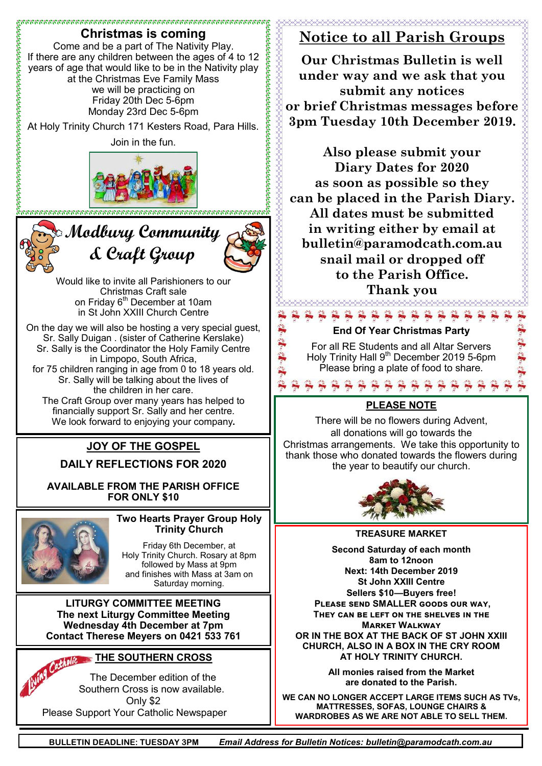## Christmas is coming

Come and be a part of The Nativity Play.
If there are any children between the ages of 4 to 12 years of age that would like to be in the Nativity play at the Christmas Eve Family Mass
we will be practicing on
Friday 20th Dec 5-6pm
Monday 23rd Dec 5-6pm

At Holy Trinity Church 171 Kesters Road, Para Hills.

Join in the fun.

## *Modbury Community & Craft Group*

Would like to invite all Parishioners to our Christmas Craft sale
on Friday 6th December at 10am
in St John XXIII Church Centre

On the day we will also be hosting a very special guest, Sr. Sally Duigan . (sister of Catherine Kerslake)
Sr. Sally is the Coordinator the Holy Family Centre in Limpopo, South Africa,
for 75 children ranging in age from 0 to 18 years old.
Sr. Sally will be talking about the lives of the children in her care.
The Craft Group over many years has helped to financially support Sr. Sally and her centre.
We look forward to enjoying your company**.**

## JOY OF THE GOSPEL

**DAILY REFLECTIONS FOR 2020**

**AVAILABLE FROM THE PARISH OFFICE FOR ONLY $10**

## Two Hearts Prayer Group Holy Trinity Church

Friday 6th December, at Holy Trinity Church. Rosary at 8pm followed by Mass at 9pm and finishes with Mass at 3am on Saturday morning.

## LITURGY COMMITTEE MEETING

**The next Liturgy Committee Meeting**
**Wednesday 4th December at 7pm**
**Contact Therese Meyers on 0421 533 761**

## THE SOUTHERN CROSS

The December edition of the Southern Cross is now available.
Only $2
Please Support Your Catholic Newspaper

## Notice to all Parish Groups

**Our Christmas Bulletin is well under way and we ask that you submit any notices or brief Christmas messages before 3pm Tuesday 10th December 2019.**

**Also please submit your Diary Dates for 2020 as soon as possible so they can be placed in the Parish Diary. All dates must be submitted in writing either by email at bulletin@paramodcath.com.au snail mail or dropped off to the Parish Office. Thank you**

## End Of Year Christmas Party

For all RE Students and all Altar Servers
Holy Trinity Hall 9th December 2019 5-6pm
Please bring a plate of food to share.

## PLEASE NOTE

There will be no flowers during Advent, all donations will go towards the Christmas arrangements. We take this opportunity to thank those who donated towards the flowers during the year to beautify our church.

## TREASURE MARKET

**Second Saturday of each month**
**8am to 12noon**
**Next: 14th December 2019**
**St John XXIII Centre**
**Sellers $10—Buyers free!**
**PLEASE SEND SMALLER GOODS OUR WAY, THEY CAN BE LEFT ON THE SHELVES IN THE MARKET WALKWAY OR IN THE BOX AT THE BACK OF ST JOHN XXIII CHURCH, ALSO IN A BOX IN THE CRY ROOM AT HOLY TRINITY CHURCH.**

**All monies raised from the Market are donated to the Parish.**

**WE CAN NO LONGER ACCEPT LARGE ITEMS SUCH AS TVs, MATTRESSES, SOFAS, LOUNGE CHAIRS & WARDROBES AS WE ARE NOT ABLE TO SELL THEM.**

**BULLETIN DEADLINE: TUESDAY 3PM** ***Email Address for Bulletin Notices: bulletin@paramodcath.com.au***